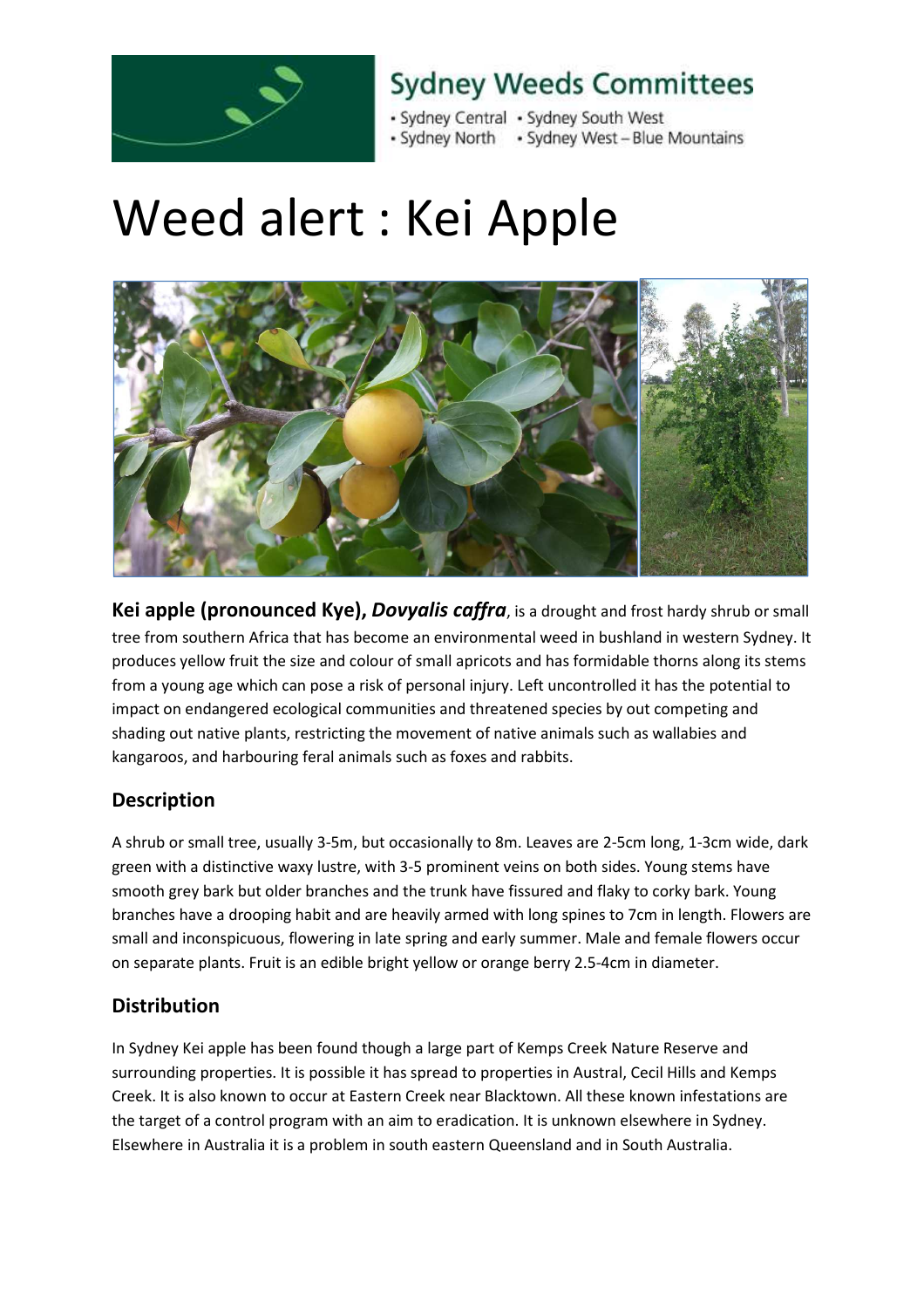Sydney Weeds Committees

- Sydney Central • Sydney South West
- Sydney North • Sydney West – Blue Mountains

# Weed alert : Kei Apple

**Kei apple (pronounced Kye), *Dovyalis caffra***, is a drought and frost hardy shrub or small tree from southern Africa that has become an environmental weed in bushland in western Sydney. It produces yellow fruit the size and colour of small apricots and has formidable thorns along its stems from a young age which can pose a risk of personal injury. Left uncontrolled it has the potential to impact on endangered ecological communities and threatened species by out competing and shading out native plants, restricting the movement of native animals such as wallabies and kangaroos, and harbouring feral animals such as foxes and rabbits.

## Description

A shrub or small tree, usually 3-5m, but occasionally to 8m. Leaves are 2-5cm long, 1-3cm wide, dark green with a distinctive waxy lustre, with 3-5 prominent veins on both sides. Young stems have smooth grey bark but older branches and the trunk have fissured and flaky to corky bark. Young branches have a drooping habit and are heavily armed with long spines to 7cm in length. Flowers are small and inconspicuous, flowering in late spring and early summer. Male and female flowers occur on separate plants. Fruit is an edible bright yellow or orange berry 2.5-4cm in diameter.

## Distribution

In Sydney Kei apple has been found though a large part of Kemps Creek Nature Reserve and surrounding properties. It is possible it has spread to properties in Austral, Cecil Hills and Kemps Creek. It is also known to occur at Eastern Creek near Blacktown. All these known infestations are the target of a control program with an aim to eradication. It is unknown elsewhere in Sydney. Elsewhere in Australia it is a problem in south eastern Queensland and in South Australia.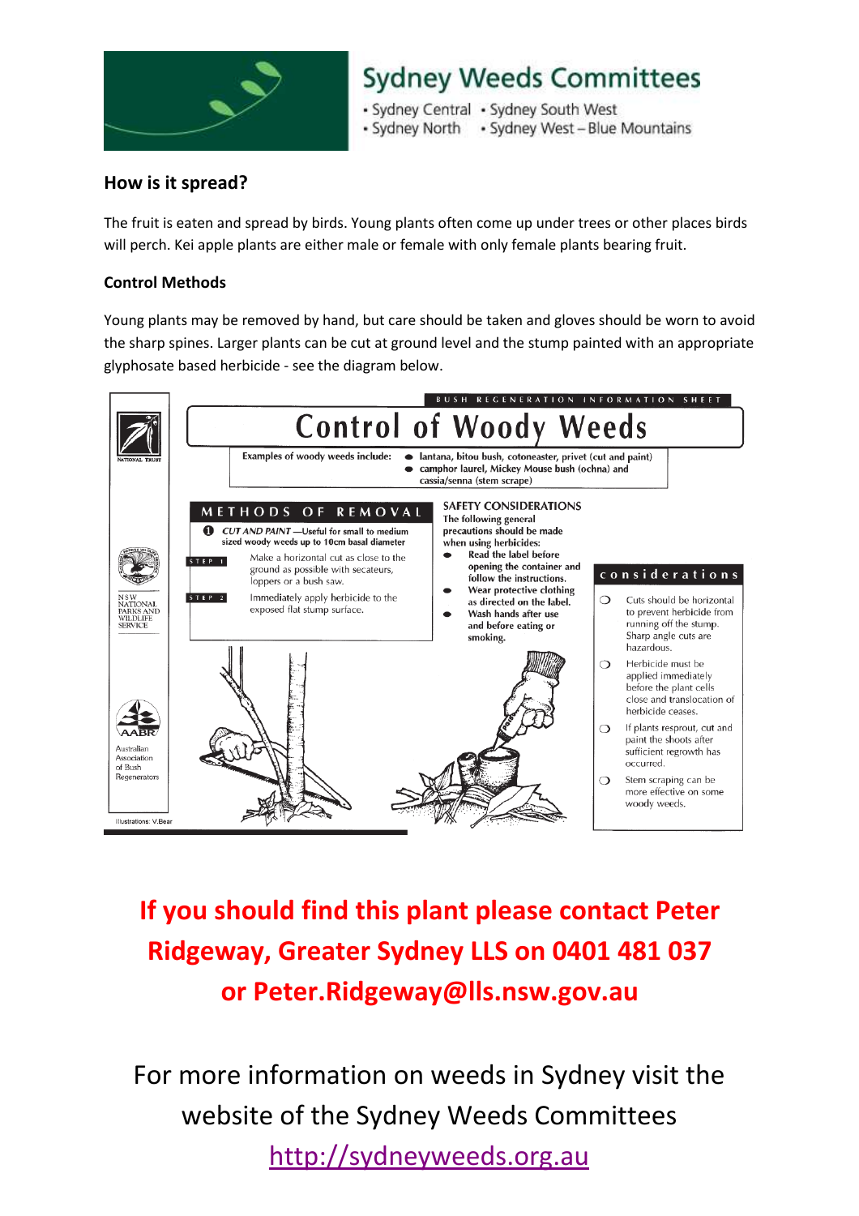## How is it spread?

The fruit is eaten and spread by birds. Young plants often come up under trees or other places birds will perch. Kei apple plants are either male or female with only female plants bearing fruit.

### Control Methods

Young plants may be removed by hand, but care should be taken and gloves should be worn to avoid the sharp spines. Larger plants can be cut at ground level and the stump painted with an appropriate glyphosate based herbicide - see the diagram below.

BUSH REGENERATION INFORMATION SHEET

# Control of Woody Weeds

Examples of woody weeds include:
- lantana, bitou bush, cotoneaster, privet (cut and paint)
- camphor laurel, Mickey Mouse bush (ochna) and cassia/senna (stem scrape)

NATIONAL TRUST

NSW NATIONAL PARKS AND WILDLIFE SERVICE

AABR Australian Association of Bush Regenerators

**METHODS OF REMOVAL**

1. *CUT AND PAINT* —Useful for small to medium sized woody weeds up to 10cm basal diameter

STEP 1 Make a horizontal cut as close to the ground as possible with secateurs, loppers or a bush saw.

STEP 2 Immediately apply herbicide to the exposed flat stump surface.

**SAFETY CONSIDERATIONS**

The following general precautions should be made when using herbicides:
- Read the label before opening the container and follow the instructions.
- Wear protective clothing as directed on the label.
- Wash hands after use and before eating or smoking.

**considerations**

- Cuts should be horizontal to prevent herbicide from running off the stump. Sharp angle cuts are hazardous.
- Herbicide must be applied immediately before the plant cells close and translocation of herbicide ceases.
- If plants resprout, cut and paint the shoots after sufficient regrowth has occurred.
- Stem scraping can be more effective on some woody weeds.

Illustrations: V.Bear

**If you should find this plant please contact Peter Ridgeway, Greater Sydney LLS on 0401 481 037 or Peter.Ridgeway@lls.nsw.gov.au**

For more information on weeds in Sydney visit the website of the Sydney Weeds Committees http://sydneyweeds.org.au